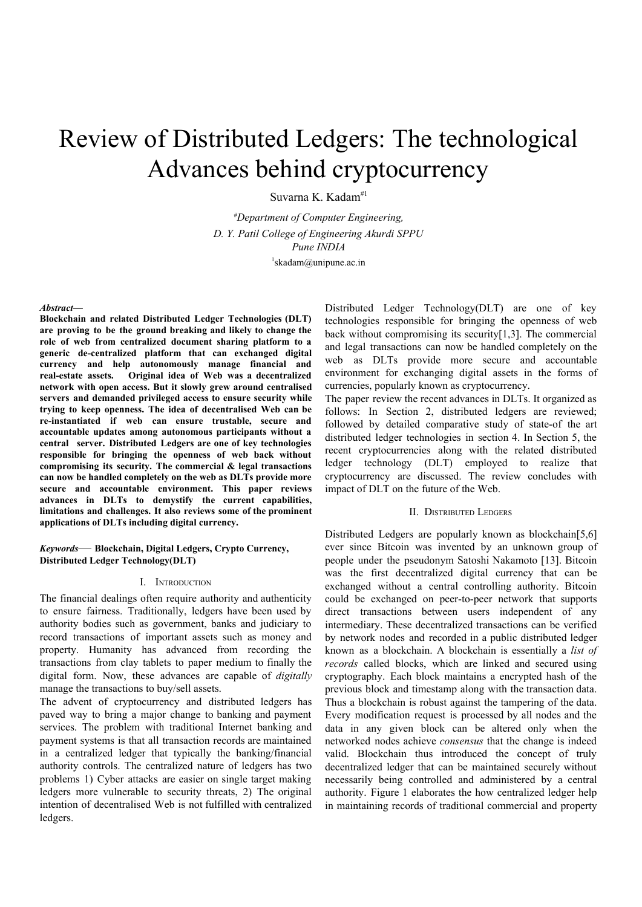# Review of Distributed Ledgers: The technological Advances behind cryptocurrency

Suvarna K. Kadam[#1]

[#]*Department of Computer Engineering,*
*D. Y. Patil College of Engineering Akurdi SPPU*
*Pune INDIA*

[1]skadam@unipune.ac.in

***Abstract*— Blockchain and related Distributed Ledger Technologies (DLT) are proving to be the ground breaking and likely to change the role of web from centralized document sharing platform to a generic de-centralized platform that can exchanged digital currency and help autonomously manage financial and real-estate assets. Original idea of Web was a decentralized network with open access. But it slowly grew around centralised servers and demanded privileged access to ensure security while trying to keep openness. The idea of decentralised Web can be re-instantiated if web can ensure trustable, secure and accountable updates among autonomous participants without a central server. Distributed Ledgers are one of key technologies responsible for bringing the openness of web back without compromising its security. The commercial & legal transactions can now be handled completely on the web as DLTs provide more secure and accountable environment. This paper reviews advances in DLTs to demystify the current capabilities, limitations and challenges. It also reviews some of the prominent applications of DLTs including digital currency.**

***Keywords*— Blockchain, Digital Ledgers, Crypto Currency, Distributed Ledger Technology(DLT)**

## I. Introduction

The financial dealings often require authority and authenticity to ensure fairness. Traditionally, ledgers have been used by authority bodies such as government, banks and judiciary to record transactions of important assets such as money and property. Humanity has advanced from recording the transactions from clay tablets to paper medium to finally the digital form. Now, these advances are capable of *digitally* manage the transactions to buy/sell assets.

The advent of cryptocurrency and distributed ledgers has paved way to bring a major change to banking and payment services. The problem with traditional Internet banking and payment systems is that all transaction records are maintained in a centralized ledger that typically the banking/financial authority controls. The centralized nature of ledgers has two problems 1) Cyber attacks are easier on single target making ledgers more vulnerable to security threats, 2) The original intention of decentralised Web is not fulfilled with centralized ledgers.

Distributed Ledger Technology(DLT) are one of key technologies responsible for bringing the openness of web back without compromising its security[1,3]. The commercial and legal transactions can now be handled completely on the web as DLTs provide more secure and accountable environment for exchanging digital assets in the forms of currencies, popularly known as cryptocurrency.

The paper review the recent advances in DLTs. It organized as follows: In Section 2, distributed ledgers are reviewed; followed by detailed comparative study of state-of the art distributed ledger technologies in section 4. In Section 5, the recent cryptocurrencies along with the related distributed ledger technology (DLT) employed to realize that cryptocurrency are discussed. The review concludes with impact of DLT on the future of the Web.

## II. Distributed Ledgers

Distributed Ledgers are popularly known as blockchain[5,6] ever since Bitcoin was invented by an unknown group of people under the pseudonym Satoshi Nakamoto [13]. Bitcoin was the first decentralized digital currency that can be exchanged without a central controlling authority. Bitcoin could be exchanged on peer-to-peer network that supports direct transactions between users independent of any intermediary. These decentralized transactions can be verified by network nodes and recorded in a public distributed ledger known as a blockchain. A blockchain is essentially a *list of records* called blocks, which are linked and secured using cryptography. Each block maintains a encrypted hash of the previous block and timestamp along with the transaction data. Thus a blockchain is robust against the tampering of the data. Every modification request is processed by all nodes and the data in any given block can be altered only when the networked nodes achieve *consensus* that the change is indeed valid. Blockchain thus introduced the concept of truly decentralized ledger that can be maintained securely without necessarily being controlled and administered by a central authority. Figure 1 elaborates the how centralized ledger help in maintaining records of traditional commercial and property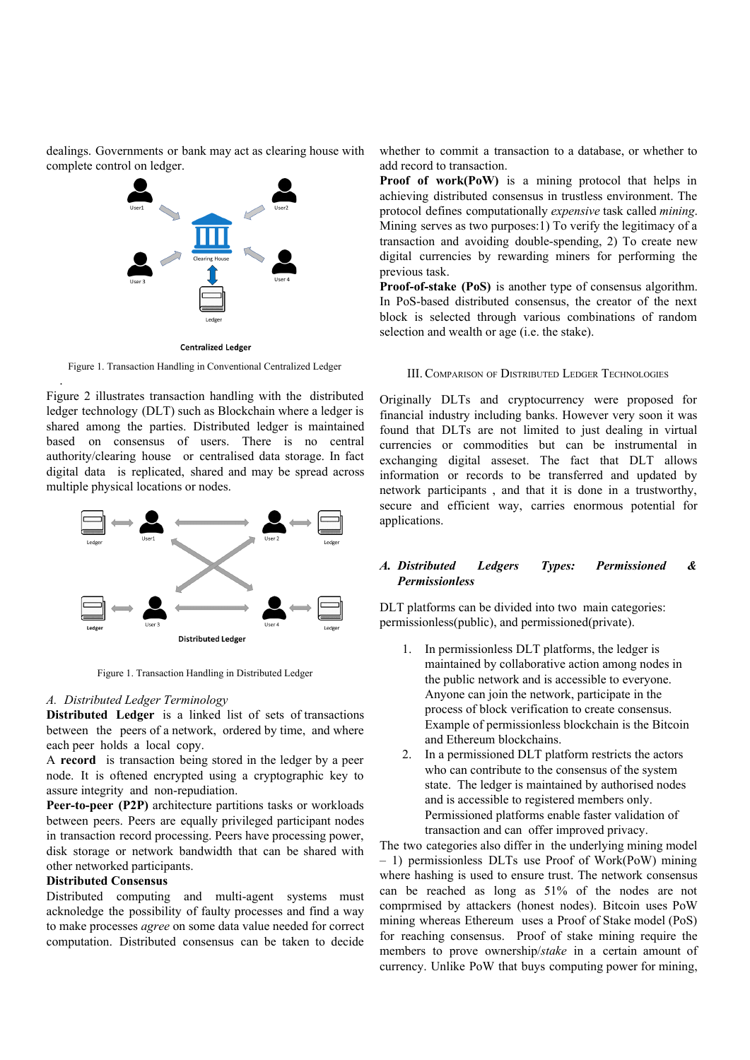dealings. Governments or bank may act as clearing house with complete control on ledger.

Centralized Ledger

Figure 1. Transaction Handling in Conventional Centralized Ledger

Figure 2 illustrates transaction handling with the distributed ledger technology (DLT) such as Blockchain where a ledger is shared among the parties. Distributed ledger is maintained based on consensus of users. There is no central authority/clearing house or centralised data storage. In fact digital data is replicated, shared and may be spread across multiple physical locations or nodes.

Distributed Ledger

Figure 1. Transaction Handling in Distributed Ledger

### *A. Distributed Ledger Terminology*

**Distributed Ledger** is a linked list of sets of transactions between the peers of a network, ordered by time, and where each peer holds a local copy.

A **record** is transaction being stored in the ledger by a peer node. It is oftened encrypted using a cryptographic key to assure integrity and non-repudiation.

**Peer-to-peer (P2P)** architecture partitions tasks or workloads between peers. Peers are equally privileged participant nodes in transaction record processing. Peers have processing power, disk storage or network bandwidth that can be shared with other networked participants.

**Distributed Consensus**

Distributed computing and multi-agent systems must acknowledge the possibility of faulty processes and find a way to make processes *agree* on some data value needed for correct computation. Distributed consensus can be taken to decide whether to commit a transaction to a database, or whether to add record to transaction.

**Proof of work(PoW)** is a mining protocol that helps in achieving distributed consensus in trustless environment. The protocol defines computationally *expensive* task called *mining*. Mining serves as two purposes:1) To verify the legitimacy of a transaction and avoiding double-spending, 2) To create new digital currencies by rewarding miners for performing the previous task.

**Proof-of-stake (PoS)** is another type of consensus algorithm. In PoS-based distributed consensus, the creator of the next block is selected through various combinations of random selection and wealth or age (i.e. the stake).

## III. Comparison of Distributed Ledger Technologies

Originally DLTs and cryptocurrency were proposed for financial industry including banks. However very soon it was found that DLTs are not limited to just dealing in virtual currencies or commodities but can be instrumental in exchanging digital asseset. The fact that DLT allows information or records to be transferred and updated by network participants , and that it is done in a trustworthy, secure and efficient way, carries enormous potential for applications.

### *A. Distributed Ledgers Types: Permissioned & Permissionless*

DLT platforms can be divided into two main categories: permissionless(public), and permissioned(private).

1. In permissionless DLT platforms, the ledger is maintained by collaborative action among nodes in the public network and is accessible to everyone. Anyone can join the network, participate in the process of block verification to create consensus. Example of permissionless blockchain is the Bitcoin and Ethereum blockchains.
2. In a permissioned DLT platform restricts the actors who can contribute to the consensus of the system state. The ledger is maintained by authorised nodes and is accessible to registered members only. Permissioned platforms enable faster validation of transaction and can offer improved privacy.

The two categories also differ in the underlying mining model – 1) permissionless DLTs use Proof of Work(PoW) mining where hashing is used to ensure trust. The network consensus can be reached as long as 51% of the nodes are not comprmised by attackers (honest nodes). Bitcoin uses PoW mining whereas Ethereum uses a Proof of Stake model (PoS) for reaching consensus. Proof of stake mining require the members to prove ownership/*stake* in a certain amount of currency. Unlike PoW that buys computing power for mining,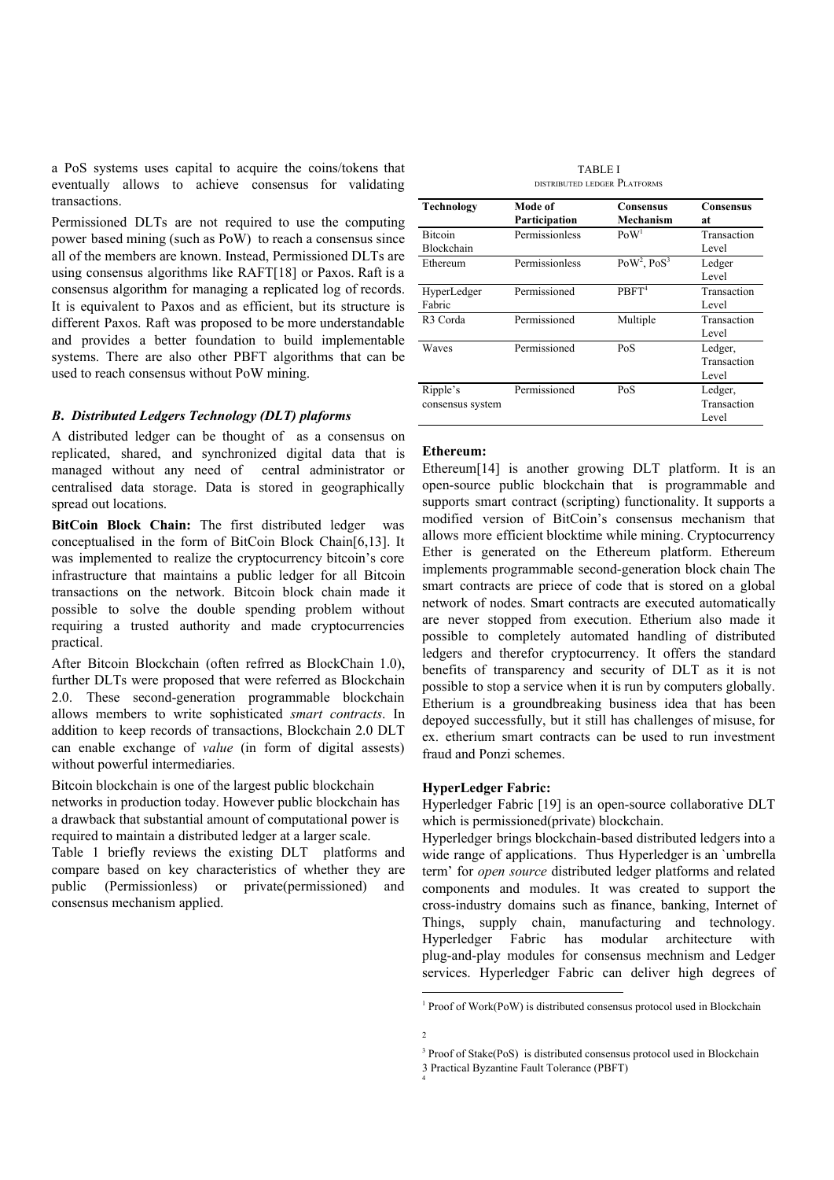a PoS systems uses capital to acquire the coins/tokens that eventually allows to achieve consensus for validating transactions.

Permissioned DLTs are not required to use the computing power based mining (such as PoW) to reach a consensus since all of the members are known. Instead, Permissioned DLTs are using consensus algorithms like RAFT[18] or Paxos. Raft is a consensus algorithm for managing a replicated log of records. It is equivalent to Paxos and as efficient, but its structure is different Paxos. Raft was proposed to be more understandable and provides a better foundation to build implementable systems. There are also other PBFT algorithms that can be used to reach consensus without PoW mining.

### *B. Distributed Ledgers Technology (DLT) plaforms*

A distributed ledger can be thought of as a consensus on replicated, shared, and synchronized digital data that is managed without any need of central administrator or centralised data storage. Data is stored in geographically spread out locations.

**BitCoin Block Chain:** The first distributed ledger was conceptualised in the form of BitCoin Block Chain[6,13]. It was implemented to realize the cryptocurrency bitcoin's core infrastructure that maintains a public ledger for all Bitcoin transactions on the network. Bitcoin block chain made it possible to solve the double spending problem without requiring a trusted authority and made cryptocurrencies practical.

After Bitcoin Blockchain (often refrred as BlockChain 1.0), further DLTs were proposed that were referred as Blockchain 2.0. These second-generation programmable blockchain allows members to write sophisticated *smart contracts*. In addition to keep records of transactions, Blockchain 2.0 DLT can enable exchange of *value* (in form of digital assests) without powerful intermediaries.

Bitcoin blockchain is one of the largest public blockchain networks in production today. However public blockchain has a drawback that substantial amount of computational power is required to maintain a distributed ledger at a larger scale.

Table 1 briefly reviews the existing DLT platforms and compare based on key characteristics of whether they are public (Permissionless) or private(permissioned) and consensus mechanism applied.

TABLE I
DISTRIBUTED LEDGER PLATFORMS

| Technology | Mode of Participation | Consensus Mechanism | Consensus at |
|---|---|---|---|
| Bitcoin Blockchain | Permissionless | PoW[1] | Transaction Level |
| Ethereum | Permissionless | PoW[2], PoS[3] | Ledger Level |
| HyperLedger Fabric | Permissioned | PBFT[4] | Transaction Level |
| R3 Corda | Permissioned | Multiple | Transaction Level |
| Waves | Permissioned | PoS | Ledger, Transaction Level |
| Ripple's consensus system | Permissioned | PoS | Ledger, Transaction Level |

**Ethereum:**

Ethereum[14] is another growing DLT platform. It is an open-source public blockchain that is programmable and supports smart contract (scripting) functionality. It supports a modified version of BitCoin's consensus mechanism that allows more efficient blocktime while mining. Cryptocurrency Ether is generated on the Ethereum platform. Ethereum implements programmable second-generation block chain The smart contracts are priece of code that is stored on a global network of nodes. Smart contracts are executed automatically are never stopped from execution. Etherium also made it possible to completely automated handling of distributed ledgers and therefor cryptocurrency. It offers the standard benefits of transparency and security of DLT as it is not possible to stop a service when it is run by computers globally. Etherium is a groundbreaking business idea that has been depoyed successfully, but it still has challenges of misuse, for ex. etherium smart contracts can be used to run investment fraud and Ponzi schemes.

**HyperLedger Fabric:**

Hyperledger Fabric [19] is an open-source collaborative DLT which is permissioned(private) blockchain.

Hyperledger brings blockchain-based distributed ledgers into a wide range of applications. Thus Hyperledger is an `umbrella term' for *open source* distributed ledger platforms and related components and modules. It was created to support the cross-industry domains such as finance, banking, Internet of Things, supply chain, manufacturing and technology. Hyperledger Fabric has modular architecture with plug-and-play modules for consensus mechnism and Ledger services. Hyperledger Fabric can deliver high degrees of

---

[1] Proof of Work(PoW) is distributed consensus protocol used in Blockchain

[2]

[3] Proof of Stake(PoS) is distributed consensus protocol used in Blockchain

3 Practical Byzantine Fault Tolerance (PBFT)

[4]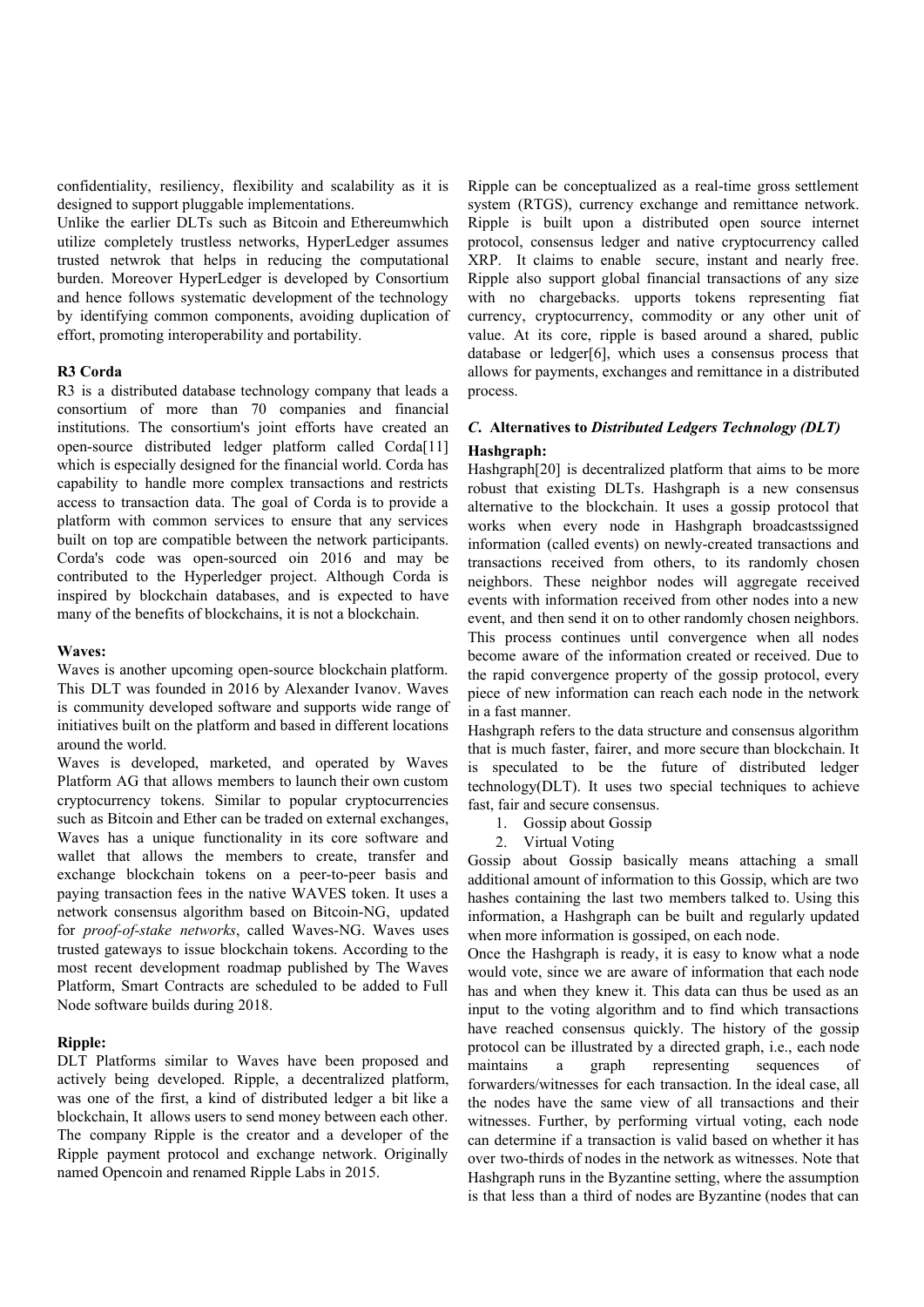confidentiality, resiliency, flexibility and scalability as it is designed to support pluggable implementations.

Unlike the earlier DLTs such as Bitcoin and Ethereumwhich utilize completely trustless networks, HyperLedger assumes trusted netwrok that helps in reducing the computational burden. Moreover HyperLedger is developed by Consortium and hence follows systematic development of the technology by identifying common components, avoiding duplication of effort, promoting interoperability and portability.

**R3 Corda**

R3 is a distributed database technology company that leads a consortium of more than 70 companies and financial institutions. The consortium's joint efforts have created an open-source distributed ledger platform called Corda[11] which is especially designed for the financial world. Corda has capability to handle more complex transactions and restricts access to transaction data. The goal of Corda is to provide a platform with common services to ensure that any services built on top are compatible between the network participants. Corda's code was open-sourced oin 2016 and may be contributed to the Hyperledger project. Although Corda is inspired by blockchain databases, and is expected to have many of the benefits of blockchains, it is not a blockchain.

**Waves:**

Waves is another upcoming open-source blockchain platform. This DLT was founded in 2016 by Alexander Ivanov. Waves is community developed software and supports wide range of initiatives built on the platform and based in different locations around the world.

Waves is developed, marketed, and operated by Waves Platform AG that allows members to launch their own custom cryptocurrency tokens. Similar to popular cryptocurrencies such as Bitcoin and Ether can be traded on external exchanges, Waves has a unique functionality in its core software and wallet that allows the members to create, transfer and exchange blockchain tokens on a peer-to-peer basis and paying transaction fees in the native WAVES token. It uses a network consensus algorithm based on Bitcoin-NG, updated for *proof-of-stake networks*, called Waves-NG. Waves uses trusted gateways to issue blockchain tokens. According to the most recent development roadmap published by The Waves Platform, Smart Contracts are scheduled to be added to Full Node software builds during 2018.

**Ripple:**

DLT Platforms similar to Waves have been proposed and actively being developed. Ripple, a decentralized platform, was one of the first, a kind of distributed ledger a bit like a blockchain, It allows users to send money between each other. The company Ripple is the creator and a developer of the Ripple payment protocol and exchange network. Originally named Opencoin and renamed Ripple Labs in 2015.

Ripple can be conceptualized as a real-time gross settlement system (RTGS), currency exchange and remittance network. Ripple is built upon a distributed open source internet protocol, consensus ledger and native cryptocurrency called XRP. It claims to enable secure, instant and nearly free. Ripple also support global financial transactions of any size with no chargebacks. upports tokens representing fiat currency, cryptocurrency, commodity or any other unit of value. At its core, ripple is based around a shared, public database or ledger[6], which uses a consensus process that allows for payments, exchanges and remittance in a distributed process.

### *C.* Alternatives to *Distributed Ledgers Technology (DLT)*

**Hashgraph:**

Hashgraph[20] is decentralized platform that aims to be more robust that existing DLTs. Hashgraph is a new consensus alternative to the blockchain. It uses a gossip protocol that works when every node in Hashgraph broadcastssigned information (called events) on newly-created transactions and transactions received from others, to its randomly chosen neighbors. These neighbor nodes will aggregate received events with information received from other nodes into a new event, and then send it on to other randomly chosen neighbors. This process continues until convergence when all nodes become aware of the information created or received. Due to the rapid convergence property of the gossip protocol, every piece of new information can reach each node in the network in a fast manner.

Hashgraph refers to the data structure and consensus algorithm that is much faster, fairer, and more secure than blockchain. It is speculated to be the future of distributed ledger technology(DLT). It uses two special techniques to achieve fast, fair and secure consensus.

1. Gossip about Gossip
2. Virtual Voting

Gossip about Gossip basically means attaching a small additional amount of information to this Gossip, which are two hashes containing the last two members talked to. Using this information, a Hashgraph can be built and regularly updated when more information is gossiped, on each node.

Once the Hashgraph is ready, it is easy to know what a node would vote, since we are aware of information that each node has and when they knew it. This data can thus be used as an input to the voting algorithm and to find which transactions have reached consensus quickly. The history of the gossip protocol can be illustrated by a directed graph, i.e., each node maintains a graph representing sequences of forwarders/witnesses for each transaction. In the ideal case, all the nodes have the same view of all transactions and their witnesses. Further, by performing virtual voting, each node can determine if a transaction is valid based on whether it has over two-thirds of nodes in the network as witnesses. Note that Hashgraph runs in the Byzantine setting, where the assumption is that less than a third of nodes are Byzantine (nodes that can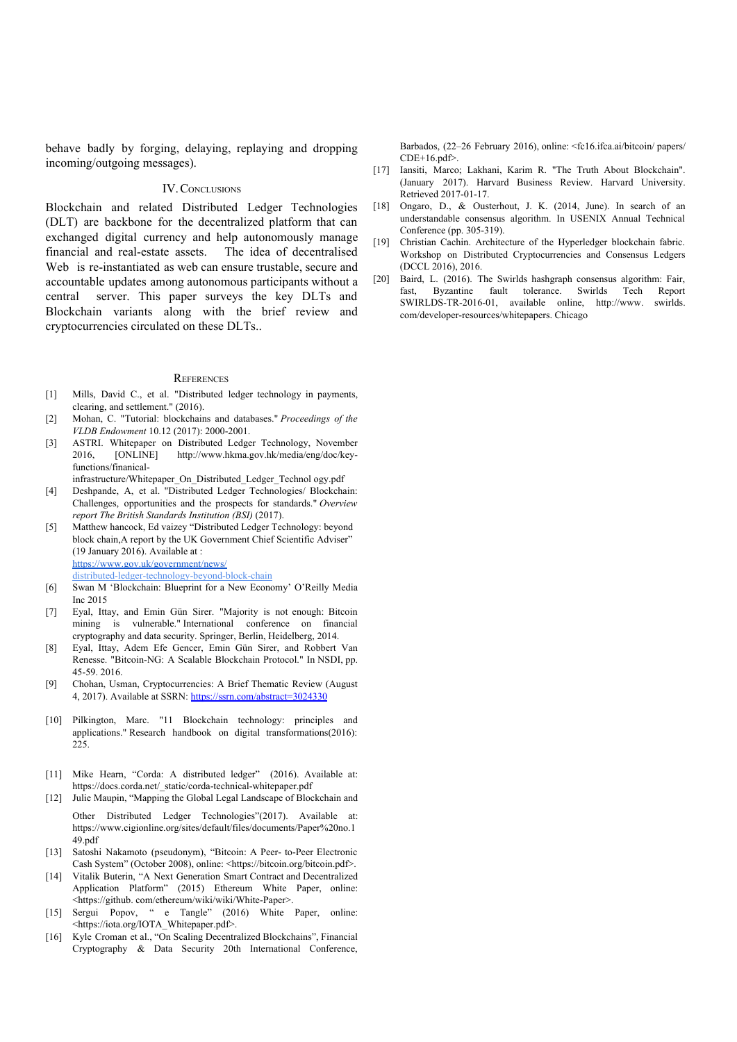behave badly by forging, delaying, replaying and dropping incoming/outgoing messages).

## IV. Conclusions

Blockchain and related Distributed Ledger Technologies (DLT) are backbone for the decentralized platform that can exchanged digital currency and help autonomously manage financial and real-estate assets. The idea of decentralised Web is re-instantiated as web can ensure trustable, secure and accountable updates among autonomous participants without a central server. This paper surveys the key DLTs and Blockchain variants along with the brief review and cryptocurrencies circulated on these DLTs..

## References

[1] Mills, David C., et al. "Distributed ledger technology in payments, clearing, and settlement." (2016).

[2] Mohan, C. "Tutorial: blockchains and databases." *Proceedings of the VLDB Endowment* 10.12 (2017): 2000-2001.

[3] ASTRI. Whitepaper on Distributed Ledger Technology, November 2016, [ONLINE] http://www.hkma.gov.hk/media/eng/doc/key-functions/finanical-infrastructure/Whitepaper_On_Distributed_Ledger_Technol ogy.pdf

[4] Deshpande, A, et al. "Distributed Ledger Technologies/ Blockchain: Challenges, opportunities and the prospects for standards." *Overview report The British Standards Institution (BSI)* (2017).

[5] Matthew hancock, Ed vaizey "Distributed Ledger Technology: beyond block chain,A report by the UK Government Chief Scientific Adviser" (19 January 2016). Available at : https://www.gov.uk/government/news/distributed-ledger-technology-beyond-block-chain

[6] Swan M 'Blockchain: Blueprint for a New Economy' O'Reilly Media Inc 2015

[7] Eyal, Ittay, and Emin Gün Sirer. "Majority is not enough: Bitcoin mining is vulnerable." International conference on financial cryptography and data security. Springer, Berlin, Heidelberg, 2014.

[8] Eyal, Ittay, Adem Efe Gencer, Emin Gün Sirer, and Robbert Van Renesse. "Bitcoin-NG: A Scalable Blockchain Protocol." In NSDI, pp. 45-59. 2016.

[9] Chohan, Usman, Cryptocurrencies: A Brief Thematic Review (August 4, 2017). Available at SSRN: https://ssrn.com/abstract=3024330

[10] Pilkington, Marc. "11 Blockchain technology: principles and applications." Research handbook on digital transformations(2016): 225.

[11] Mike Hearn, "Corda: A distributed ledger" (2016). Available at: https://docs.corda.net/_static/corda-technical-whitepaper.pdf

[12] Julie Maupin, "Mapping the Global Legal Landscape of Blockchain and Other Distributed Ledger Technologies"(2017). Available at: https://www.cigionline.org/sites/default/files/documents/Paper%20no.149.pdf

[13] Satoshi Nakamoto (pseudonym), "Bitcoin: A Peer- to-Peer Electronic Cash System" (October 2008), online: <https://bitcoin.org/bitcoin.pdf>.

[14] Vitalik Buterin, "A Next Generation Smart Contract and Decentralized Application Platform" (2015) Ethereum White Paper, online: <https://github. com/ethereum/wiki/wiki/White-Paper>.

[15] Sergui Popov, " e Tangle" (2016) White Paper, online: <https://iota.org/IOTA_Whitepaper.pdf>.

[16] Kyle Croman et al., "On Scaling Decentralized Blockchains", Financial Cryptography & Data Security 20th International Conference, Barbados, (22–26 February 2016), online: <fc16.ifca.ai/bitcoin/ papers/CDE+16.pdf>.

[17] Iansiti, Marco; Lakhani, Karim R. "The Truth About Blockchain". (January 2017). Harvard Business Review. Harvard University. Retrieved 2017-01-17.

[18] Ongaro, D., & Ousterhout, J. K. (2014, June). In search of an understandable consensus algorithm. In USENIX Annual Technical Conference (pp. 305-319).

[19] Christian Cachin. Architecture of the Hyperledger blockchain fabric. Workshop on Distributed Cryptocurrencies and Consensus Ledgers (DCCL 2016), 2016.

[20] Baird, L. (2016). The Swirlds hashgraph consensus algorithm: Fair, fast, Byzantine fault tolerance. Swirlds Tech Report SWIRLDS-TR-2016-01, available online, http://www. swirlds. com/developer-resources/whitepapers. Chicago